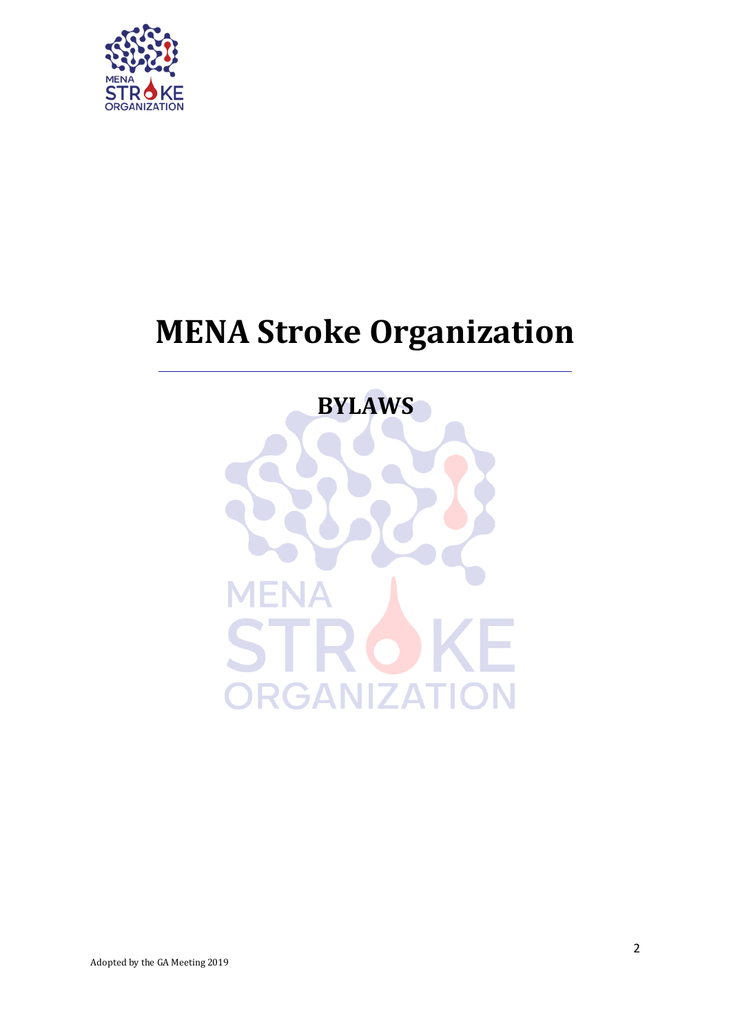# MENA Stroke Organization

---

## BYLAWS

Adopted by the GA Meeting 2019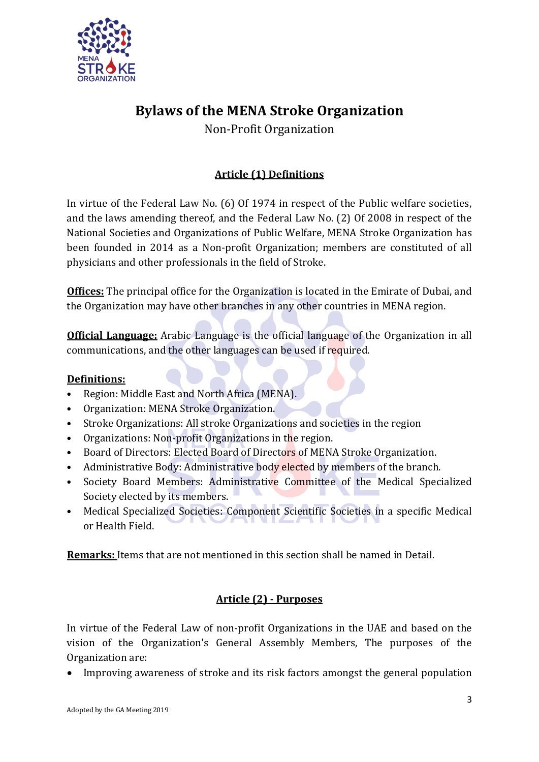# Bylaws of the MENA Stroke Organization

Non-Profit Organization

## Article (1) Definitions

In virtue of the Federal Law No. (6) Of 1974 in respect of the Public welfare societies, and the laws amending thereof, and the Federal Law No. (2) Of 2008 in respect of the National Societies and Organizations of Public Welfare, MENA Stroke Organization has been founded in 2014 as a Non-profit Organization; members are constituted of all physicians and other professionals in the field of Stroke.

**Offices:** The principal office for the Organization is located in the Emirate of Dubai, and the Organization may have other branches in any other countries in MENA region.

**Official Language:** Arabic Language is the official language of the Organization in all communications, and the other languages can be used if required.

**Definitions:**

- Region: Middle East and North Africa (MENA).
- Organization: MENA Stroke Organization.
- Stroke Organizations: All stroke Organizations and societies in the region
- Organizations: Non-profit Organizations in the region.
- Board of Directors: Elected Board of Directors of MENA Stroke Organization.
- Administrative Body: Administrative body elected by members of the branch.
- Society Board Members: Administrative Committee of the Medical Specialized Society elected by its members.
- Medical Specialized Societies: Component Scientific Societies in a specific Medical or Health Field.

**Remarks:** Items that are not mentioned in this section shall be named in Detail.

## Article (2) - Purposes

In virtue of the Federal Law of non-profit Organizations in the UAE and based on the vision of the Organization's General Assembly Members, The purposes of the Organization are:

- Improving awareness of stroke and its risk factors amongst the general population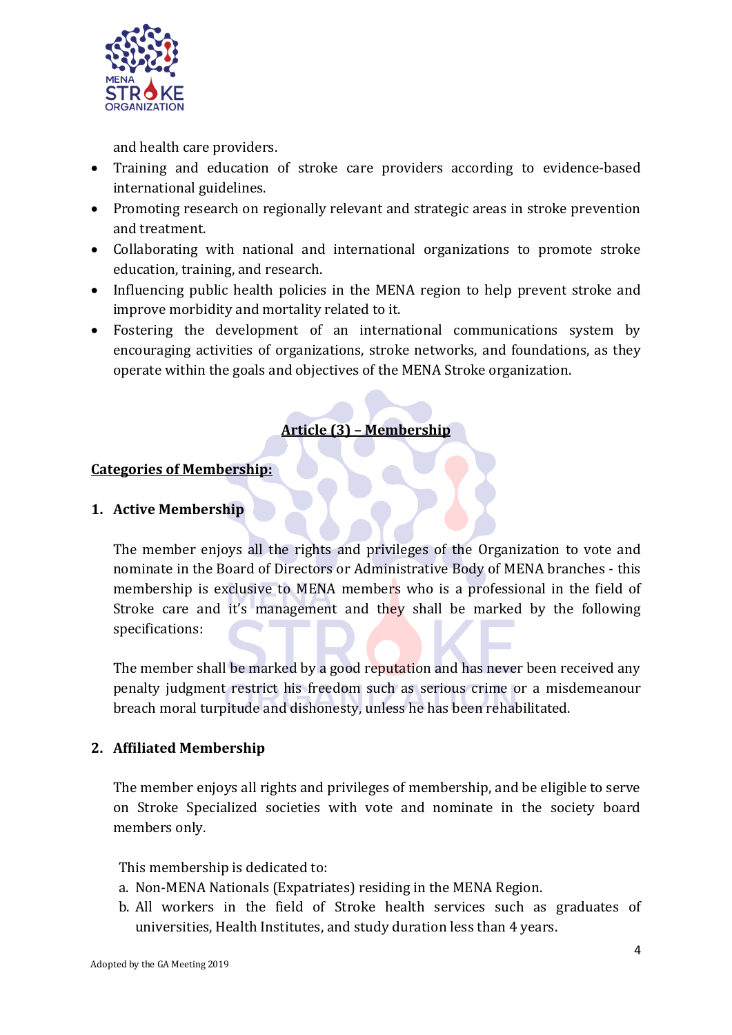and health care providers.

- Training and education of stroke care providers according to evidence-based international guidelines.
- Promoting research on regionally relevant and strategic areas in stroke prevention and treatment.
- Collaborating with national and international organizations to promote stroke education, training, and research.
- Influencing public health policies in the MENA region to help prevent stroke and improve morbidity and mortality related to it.
- Fostering the development of an international communications system by encouraging activities of organizations, stroke networks, and foundations, as they operate within the goals and objectives of the MENA Stroke organization.

## Article (3) – Membership

### Categories of Membership:

**1. Active Membership**

The member enjoys all the rights and privileges of the Organization to vote and nominate in the Board of Directors or Administrative Body of MENA branches - this membership is exclusive to MENA members who is a professional in the field of Stroke care and it's management and they shall be marked by the following specifications:

The member shall be marked by a good reputation and has never been received any penalty judgment restrict his freedom such as serious crime or a misdemeanour breach moral turpitude and dishonesty, unless he has been rehabilitated.

**2. Affiliated Membership**

The member enjoys all rights and privileges of membership, and be eligible to serve on Stroke Specialized societies with vote and nominate in the society board members only.

This membership is dedicated to:

a. Non-MENA Nationals (Expatriates) residing in the MENA Region.
b. All workers in the field of Stroke health services such as graduates of universities, Health Institutes, and study duration less than 4 years.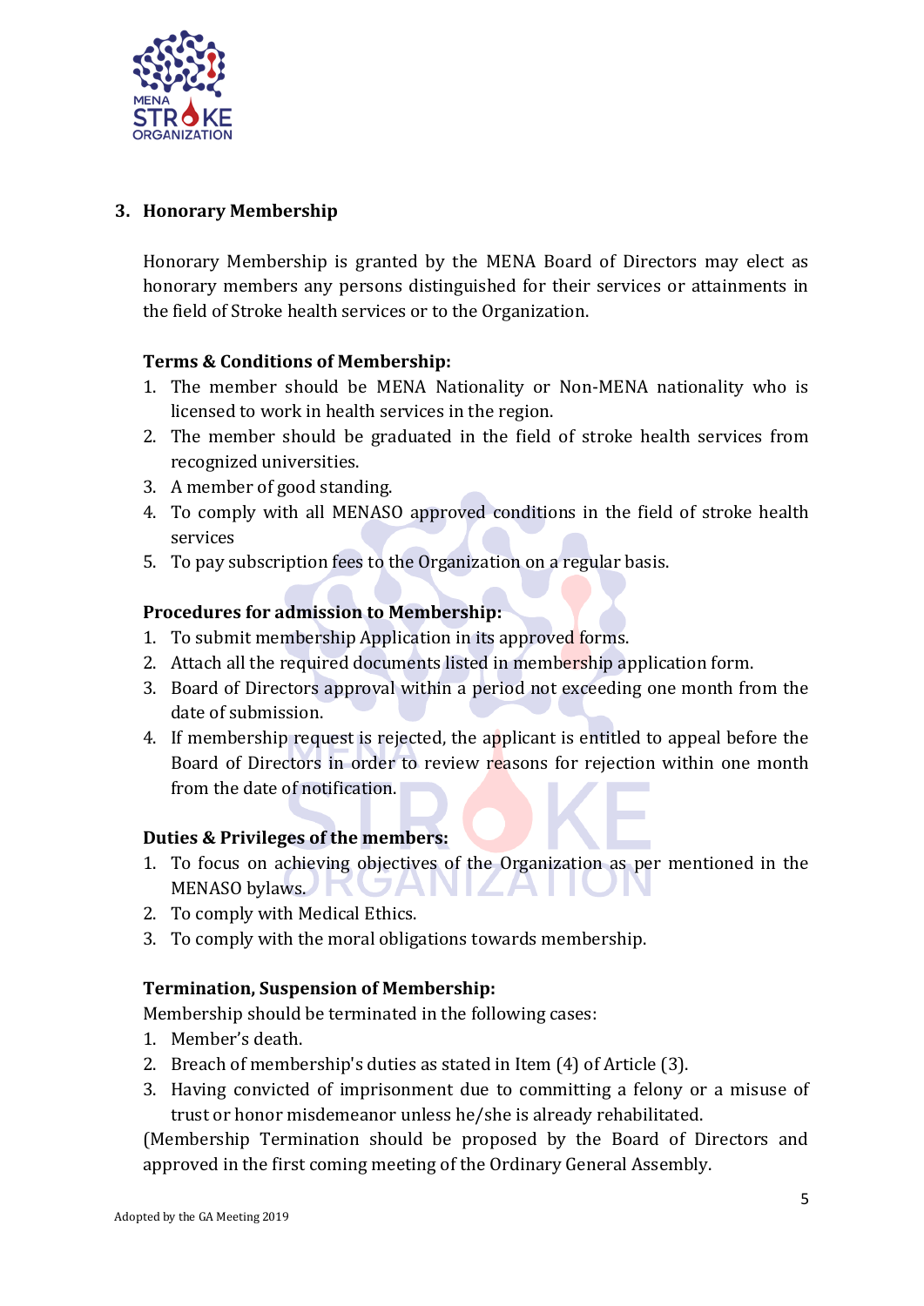## 3. Honorary Membership

Honorary Membership is granted by the MENA Board of Directors may elect as honorary members any persons distinguished for their services or attainments in the field of Stroke health services or to the Organization.

**Terms & Conditions of Membership:**

1. The member should be MENA Nationality or Non-MENA nationality who is licensed to work in health services in the region.
2. The member should be graduated in the field of stroke health services from recognized universities.
3. A member of good standing.
4. To comply with all MENASO approved conditions in the field of stroke health services
5. To pay subscription fees to the Organization on a regular basis.

**Procedures for admission to Membership:**

1. To submit membership Application in its approved forms.
2. Attach all the required documents listed in membership application form.
3. Board of Directors approval within a period not exceeding one month from the date of submission.
4. If membership request is rejected, the applicant is entitled to appeal before the Board of Directors in order to review reasons for rejection within one month from the date of notification.

**Duties & Privileges of the members:**

1. To focus on achieving objectives of the Organization as per mentioned in the MENASO bylaws.
2. To comply with Medical Ethics.
3. To comply with the moral obligations towards membership.

**Termination, Suspension of Membership:**

Membership should be terminated in the following cases:

1. Member's death.
2. Breach of membership's duties as stated in Item (4) of Article (3).
3. Having convicted of imprisonment due to committing a felony or a misuse of trust or honor misdemeanor unless he/she is already rehabilitated.

(Membership Termination should be proposed by the Board of Directors and approved in the first coming meeting of the Ordinary General Assembly.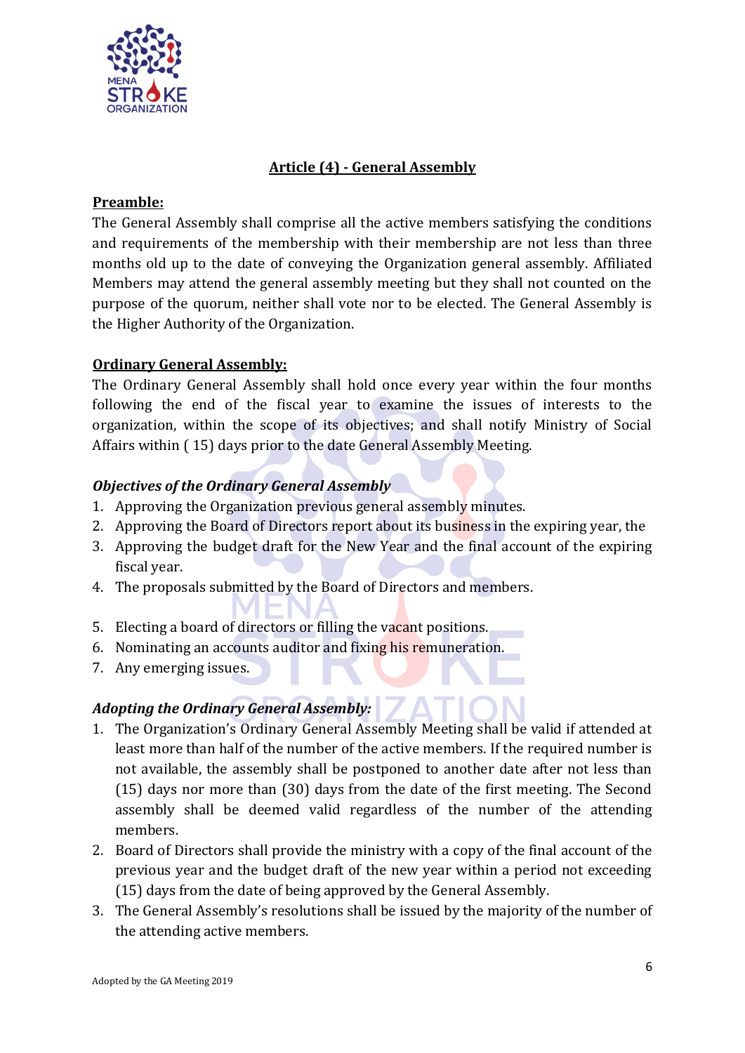## Article (4) - General Assembly

**Preamble:**

The General Assembly shall comprise all the active members satisfying the conditions and requirements of the membership with their membership are not less than three months old up to the date of conveying the Organization general assembly. Affiliated Members may attend the general assembly meeting but they shall not counted on the purpose of the quorum, neither shall vote nor to be elected. The General Assembly is the Higher Authority of the Organization.

**Ordinary General Assembly:**

The Ordinary General Assembly shall hold once every year within the four months following the end of the fiscal year to examine the issues of interests to the organization, within the scope of its objectives; and shall notify Ministry of Social Affairs within ( 15) days prior to the date General Assembly Meeting.

***Objectives of the Ordinary General Assembly***

1. Approving the Organization previous general assembly minutes.
2. Approving the Board of Directors report about its business in the expiring year, the
3. Approving the budget draft for the New Year and the final account of the expiring fiscal year.
4. The proposals submitted by the Board of Directors and members.
5. Electing a board of directors or filling the vacant positions.
6. Nominating an accounts auditor and fixing his remuneration.
7. Any emerging issues.

***Adopting the Ordinary General Assembly:***

1. The Organization's Ordinary General Assembly Meeting shall be valid if attended at least more than half of the number of the active members. If the required number is not available, the assembly shall be postponed to another date after not less than (15) days nor more than (30) days from the date of the first meeting. The Second assembly shall be deemed valid regardless of the number of the attending members.
2. Board of Directors shall provide the ministry with a copy of the final account of the previous year and the budget draft of the new year within a period not exceeding (15) days from the date of being approved by the General Assembly.
3. The General Assembly's resolutions shall be issued by the majority of the number of the attending active members.

Adopted by the GA Meeting 2019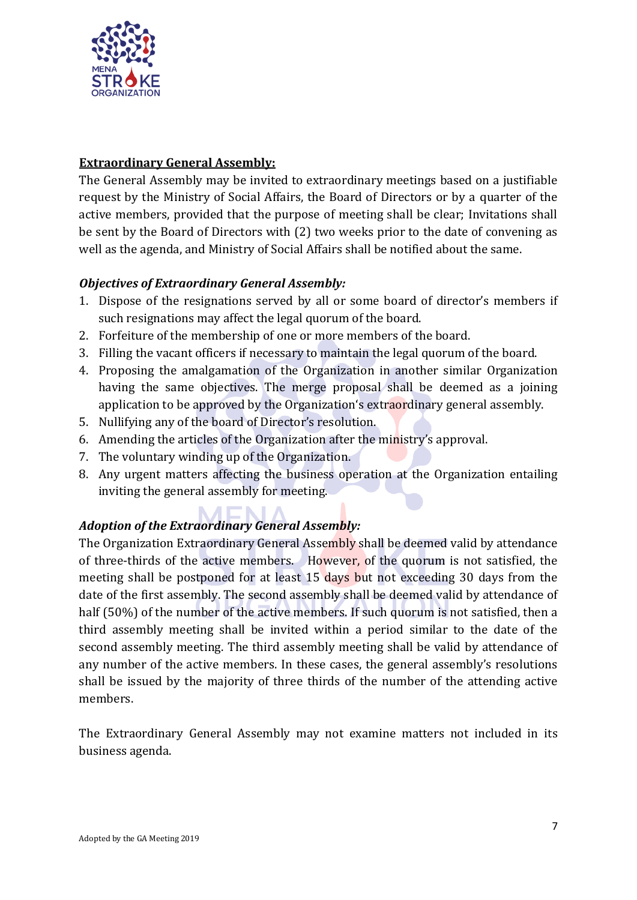**Extraordinary General Assembly:**

The General Assembly may be invited to extraordinary meetings based on a justifiable request by the Ministry of Social Affairs, the Board of Directors or by a quarter of the active members, provided that the purpose of meeting shall be clear; Invitations shall be sent by the Board of Directors with (2) two weeks prior to the date of convening as well as the agenda, and Ministry of Social Affairs shall be notified about the same.

***Objectives of Extraordinary General Assembly:***

1. Dispose of the resignations served by all or some board of director's members if such resignations may affect the legal quorum of the board.
2. Forfeiture of the membership of one or more members of the board.
3. Filling the vacant officers if necessary to maintain the legal quorum of the board.
4. Proposing the amalgamation of the Organization in another similar Organization having the same objectives. The merge proposal shall be deemed as a joining application to be approved by the Organization's extraordinary general assembly.
5. Nullifying any of the board of Director's resolution.
6. Amending the articles of the Organization after the ministry's approval.
7. The voluntary winding up of the Organization.
8. Any urgent matters affecting the business operation at the Organization entailing inviting the general assembly for meeting.

***Adoption of the Extraordinary General Assembly:***

The Organization Extraordinary General Assembly shall be deemed valid by attendance of three-thirds of the active members. However, of the quorum is not satisfied, the meeting shall be postponed for at least 15 days but not exceeding 30 days from the date of the first assembly. The second assembly shall be deemed valid by attendance of half (50%) of the number of the active members. If such quorum is not satisfied, then a third assembly meeting shall be invited within a period similar to the date of the second assembly meeting. The third assembly meeting shall be valid by attendance of any number of the active members. In these cases, the general assembly's resolutions shall be issued by the majority of three thirds of the number of the attending active members.

The Extraordinary General Assembly may not examine matters not included in its business agenda.

Adopted by the GA Meeting 2019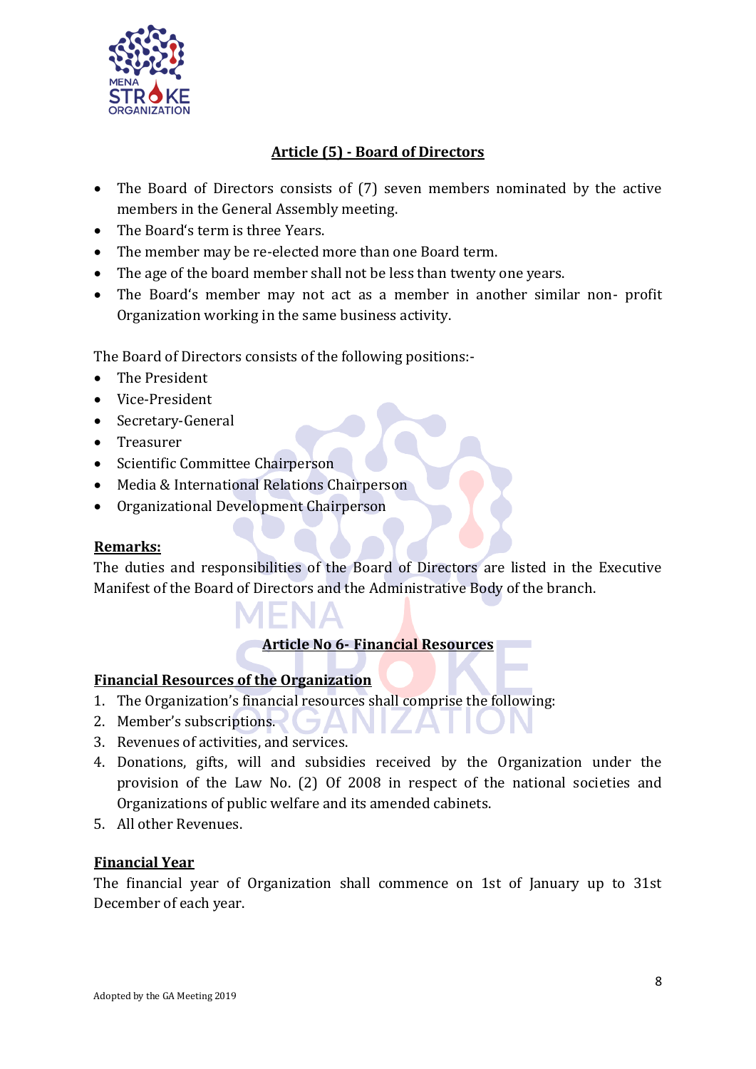## Article (5) - Board of Directors

- The Board of Directors consists of (7) seven members nominated by the active members in the General Assembly meeting.
- The Board's term is three Years.
- The member may be re-elected more than one Board term.
- The age of the board member shall not be less than twenty one years.
- The Board's member may not act as a member in another similar non- profit Organization working in the same business activity.

The Board of Directors consists of the following positions:-

- The President
- Vice-President
- Secretary-General
- Treasurer
- Scientific Committee Chairperson
- Media & International Relations Chairperson
- Organizational Development Chairperson

**Remarks:**

The duties and responsibilities of the Board of Directors are listed in the Executive Manifest of the Board of Directors and the Administrative Body of the branch.

## Article No 6- Financial Resources

**Financial Resources of the Organization**

1. The Organization's financial resources shall comprise the following:
2. Member's subscriptions.
3. Revenues of activities, and services.
4. Donations, gifts, will and subsidies received by the Organization under the provision of the Law No. (2) Of 2008 in respect of the national societies and Organizations of public welfare and its amended cabinets.
5. All other Revenues.

**Financial Year**

The financial year of Organization shall commence on 1st of January up to 31st December of each year.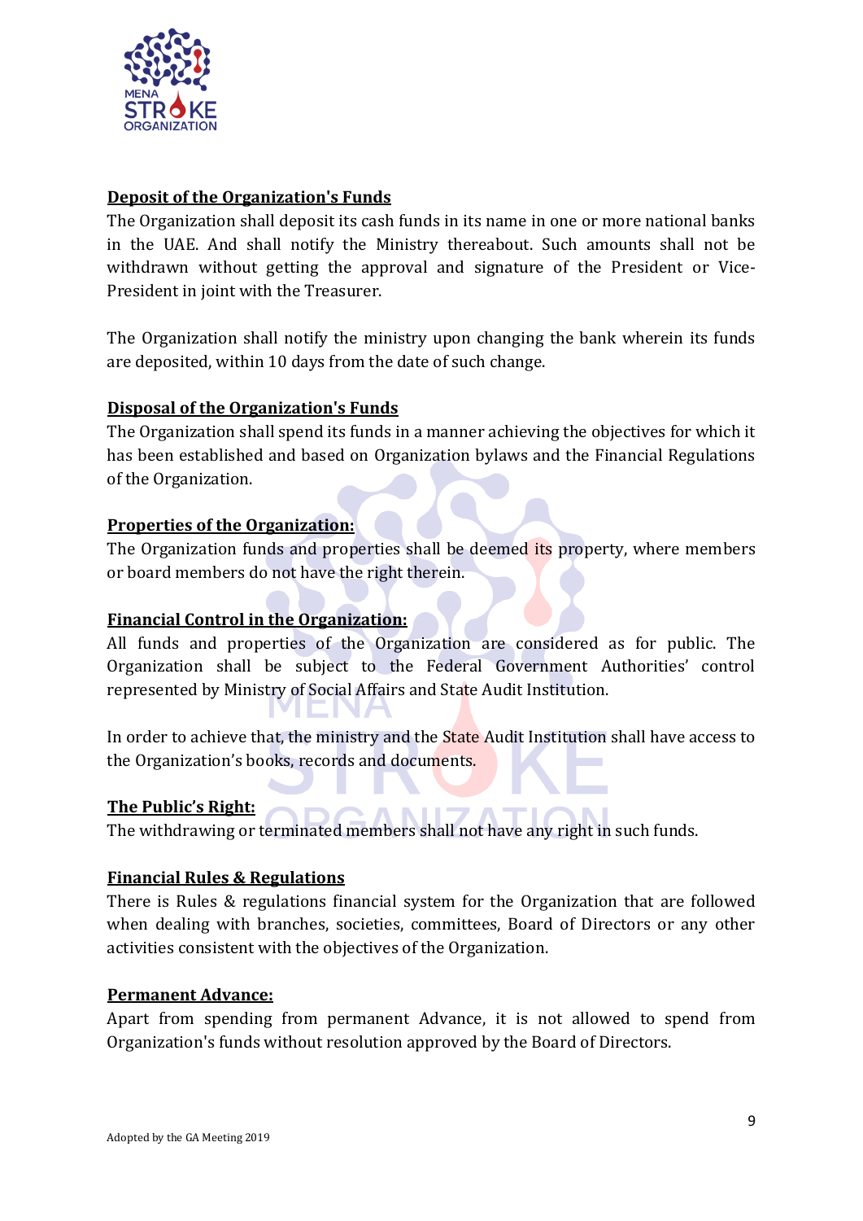**Deposit of the Organization's Funds**

The Organization shall deposit its cash funds in its name in one or more national banks in the UAE. And shall notify the Ministry thereabout. Such amounts shall not be withdrawn without getting the approval and signature of the President or Vice-President in joint with the Treasurer.

The Organization shall notify the ministry upon changing the bank wherein its funds are deposited, within 10 days from the date of such change.

**Disposal of the Organization's Funds**

The Organization shall spend its funds in a manner achieving the objectives for which it has been established and based on Organization bylaws and the Financial Regulations of the Organization.

**Properties of the Organization:**

The Organization funds and properties shall be deemed its property, where members or board members do not have the right therein.

**Financial Control in the Organization:**

All funds and properties of the Organization are considered as for public. The Organization shall be subject to the Federal Government Authorities' control represented by Ministry of Social Affairs and State Audit Institution.

In order to achieve that, the ministry and the State Audit Institution shall have access to the Organization's books, records and documents.

**The Public's Right:**

The withdrawing or terminated members shall not have any right in such funds.

**Financial Rules & Regulations**

There is Rules & regulations financial system for the Organization that are followed when dealing with branches, societies, committees, Board of Directors or any other activities consistent with the objectives of the Organization.

**Permanent Advance:**

Apart from spending from permanent Advance, it is not allowed to spend from Organization's funds without resolution approved by the Board of Directors.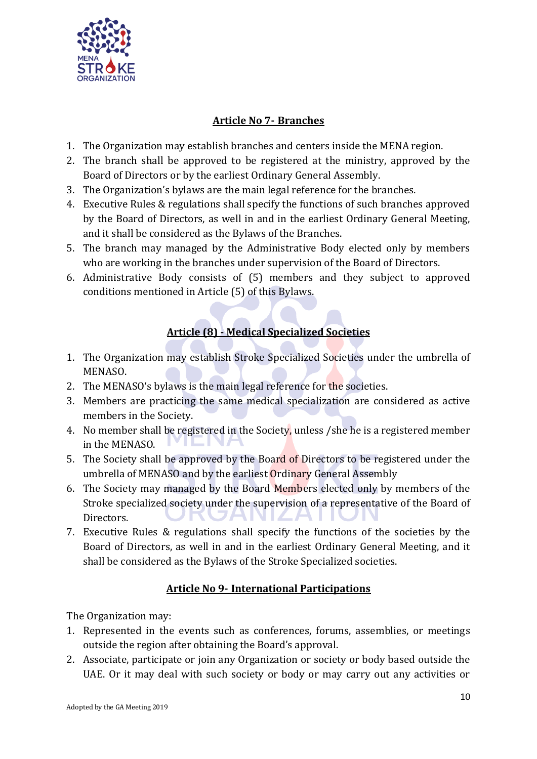## Article No 7- Branches

1. The Organization may establish branches and centers inside the MENA region.
2. The branch shall be approved to be registered at the ministry, approved by the Board of Directors or by the earliest Ordinary General Assembly.
3. The Organization's bylaws are the main legal reference for the branches.
4. Executive Rules & regulations shall specify the functions of such branches approved by the Board of Directors, as well in and in the earliest Ordinary General Meeting, and it shall be considered as the Bylaws of the Branches.
5. The branch may managed by the Administrative Body elected only by members who are working in the branches under supervision of the Board of Directors.
6. Administrative Body consists of (5) members and they subject to approved conditions mentioned in Article (5) of this Bylaws.

## Article (8) - Medical Specialized Societies

1. The Organization may establish Stroke Specialized Societies under the umbrella of MENASO.
2. The MENASO's bylaws is the main legal reference for the societies.
3. Members are practicing the same medical specialization are considered as active members in the Society.
4. No member shall be registered in the Society, unless /she he is a registered member in the MENASO.
5. The Society shall be approved by the Board of Directors to be registered under the umbrella of MENASO and by the earliest Ordinary General Assembly
6. The Society may managed by the Board Members elected only by members of the Stroke specialized society under the supervision of a representative of the Board of Directors.
7. Executive Rules & regulations shall specify the functions of the societies by the Board of Directors, as well in and in the earliest Ordinary General Meeting, and it shall be considered as the Bylaws of the Stroke Specialized societies.

## Article No 9- International Participations

The Organization may:

1. Represented in the events such as conferences, forums, assemblies, or meetings outside the region after obtaining the Board's approval.
2. Associate, participate or join any Organization or society or body based outside the UAE. Or it may deal with such society or body or may carry out any activities or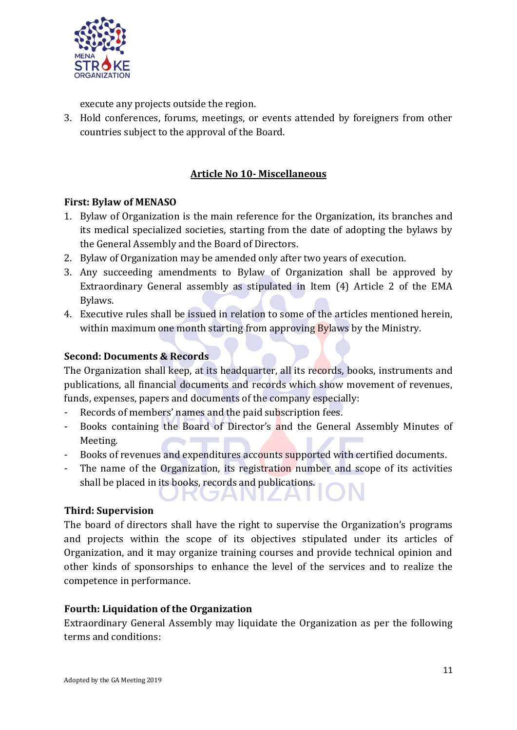execute any projects outside the region.

3. Hold conferences, forums, meetings, or events attended by foreigners from other countries subject to the approval of the Board.

## Article No 10- Miscellaneous

**First: Bylaw of MENASO**

1. Bylaw of Organization is the main reference for the Organization, its branches and its medical specialized societies, starting from the date of adopting the bylaws by the General Assembly and the Board of Directors.
2. Bylaw of Organization may be amended only after two years of execution.
3. Any succeeding amendments to Bylaw of Organization shall be approved by Extraordinary General assembly as stipulated in Item (4) Article 2 of the EMA Bylaws.
4. Executive rules shall be issued in relation to some of the articles mentioned herein, within maximum one month starting from approving Bylaws by the Ministry.

**Second: Documents & Records**

The Organization shall keep, at its headquarter, all its records, books, instruments and publications, all financial documents and records which show movement of revenues, funds, expenses, papers and documents of the company especially:

- Records of members' names and the paid subscription fees.
- Books containing the Board of Director's and the General Assembly Minutes of Meeting.
- Books of revenues and expenditures accounts supported with certified documents.
- The name of the Organization, its registration number and scope of its activities shall be placed in its books, records and publications.

**Third: Supervision**

The board of directors shall have the right to supervise the Organization's programs and projects within the scope of its objectives stipulated under its articles of Organization, and it may organize training courses and provide technical opinion and other kinds of sponsorships to enhance the level of the services and to realize the competence in performance.

**Fourth: Liquidation of the Organization**

Extraordinary General Assembly may liquidate the Organization as per the following terms and conditions: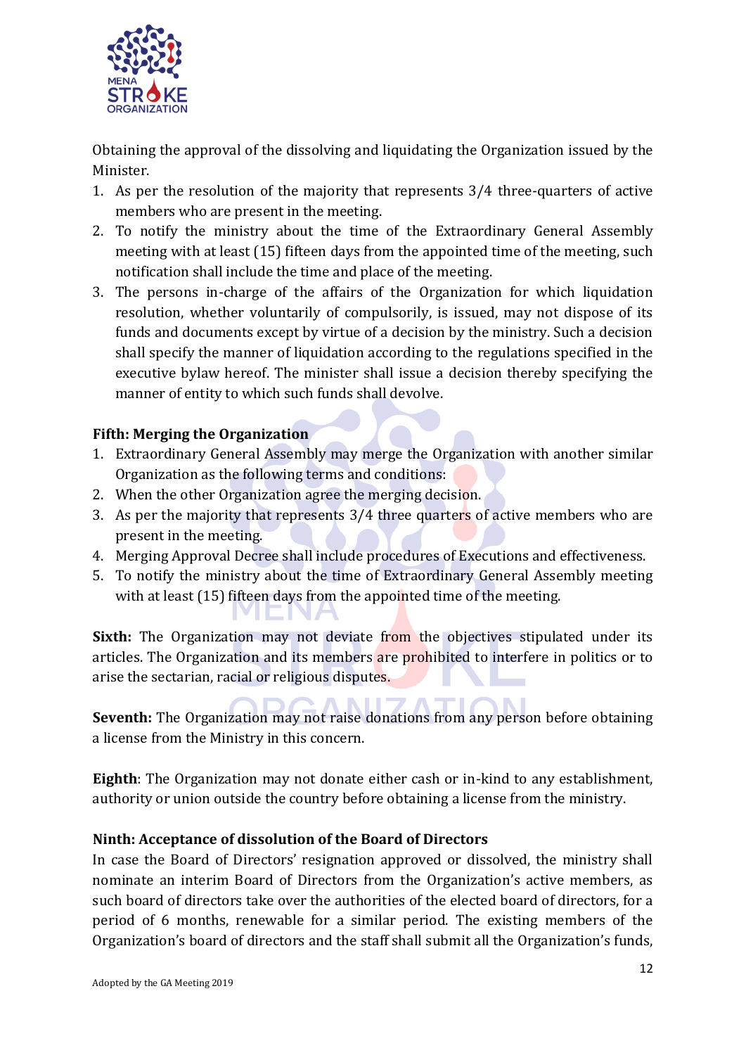Obtaining the approval of the dissolving and liquidating the Organization issued by the Minister.

1. As per the resolution of the majority that represents 3/4 three-quarters of active members who are present in the meeting.
2. To notify the ministry about the time of the Extraordinary General Assembly meeting with at least (15) fifteen days from the appointed time of the meeting, such notification shall include the time and place of the meeting.
3. The persons in-charge of the affairs of the Organization for which liquidation resolution, whether voluntarily of compulsorily, is issued, may not dispose of its funds and documents except by virtue of a decision by the ministry. Such a decision shall specify the manner of liquidation according to the regulations specified in the executive bylaw hereof. The minister shall issue a decision thereby specifying the manner of entity to which such funds shall devolve.

**Fifth: Merging the Organization**

1. Extraordinary General Assembly may merge the Organization with another similar Organization as the following terms and conditions:
2. When the other Organization agree the merging decision.
3. As per the majority that represents 3/4 three quarters of active members who are present in the meeting.
4. Merging Approval Decree shall include procedures of Executions and effectiveness.
5. To notify the ministry about the time of Extraordinary General Assembly meeting with at least (15) fifteen days from the appointed time of the meeting.

**Sixth:** The Organization may not deviate from the objectives stipulated under its articles. The Organization and its members are prohibited to interfere in politics or to arise the sectarian, racial or religious disputes.

**Seventh:** The Organization may not raise donations from any person before obtaining a license from the Ministry in this concern.

**Eighth**: The Organization may not donate either cash or in-kind to any establishment, authority or union outside the country before obtaining a license from the ministry.

**Ninth: Acceptance of dissolution of the Board of Directors**

In case the Board of Directors' resignation approved or dissolved, the ministry shall nominate an interim Board of Directors from the Organization's active members, as such board of directors take over the authorities of the elected board of directors, for a period of 6 months, renewable for a similar period. The existing members of the Organization's board of directors and the staff shall submit all the Organization's funds,

Adopted by the GA Meeting 2019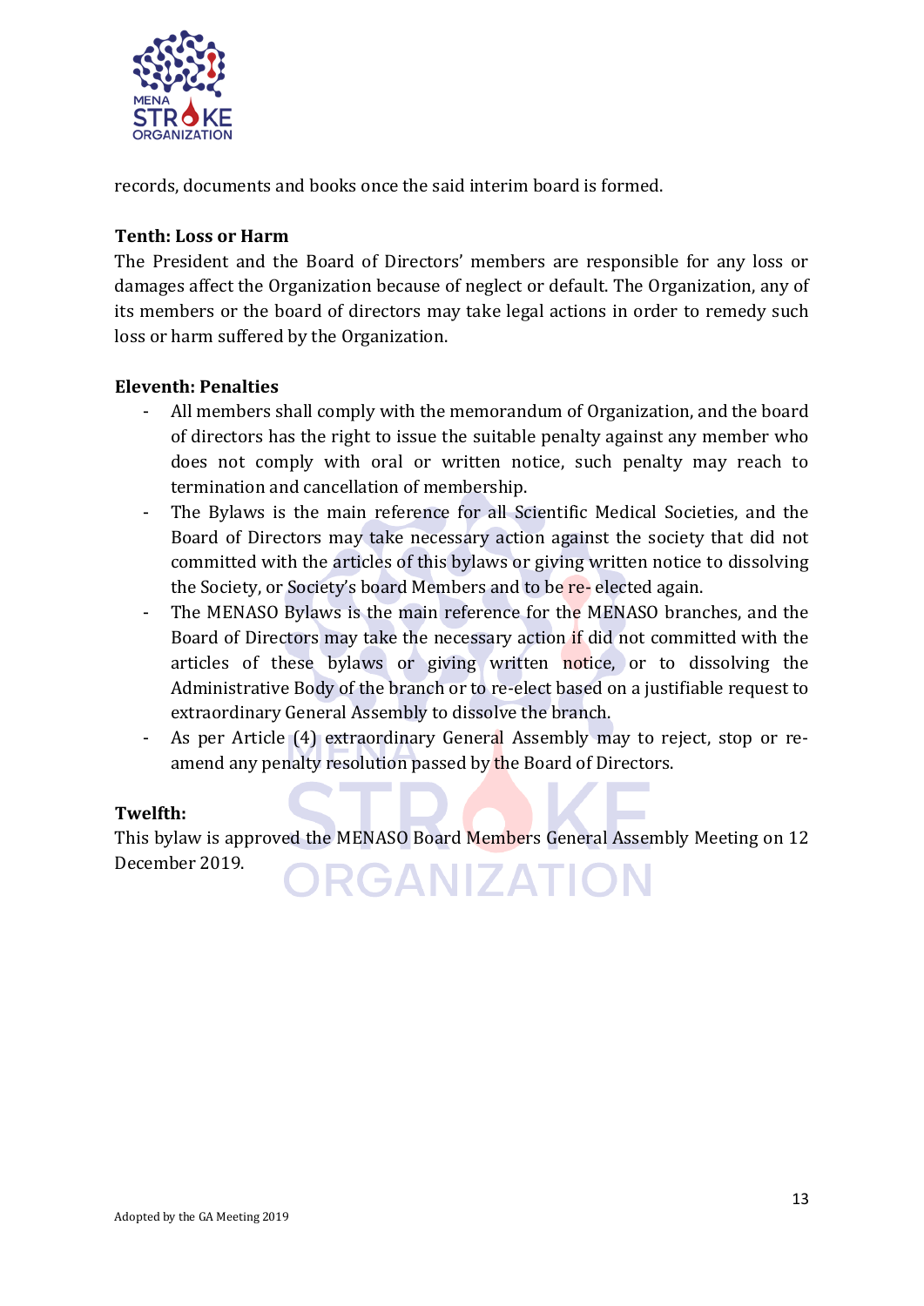records, documents and books once the said interim board is formed.

**Tenth: Loss or Harm**

The President and the Board of Directors' members are responsible for any loss or damages affect the Organization because of neglect or default. The Organization, any of its members or the board of directors may take legal actions in order to remedy such loss or harm suffered by the Organization.

**Eleventh: Penalties**

- All members shall comply with the memorandum of Organization, and the board of directors has the right to issue the suitable penalty against any member who does not comply with oral or written notice, such penalty may reach to termination and cancellation of membership.
- The Bylaws is the main reference for all Scientific Medical Societies, and the Board of Directors may take necessary action against the society that did not committed with the articles of this bylaws or giving written notice to dissolving the Society, or Society's board Members and to be re- elected again.
- The MENASO Bylaws is the main reference for the MENASO branches, and the Board of Directors may take the necessary action if did not committed with the articles of these bylaws or giving written notice, or to dissolving the Administrative Body of the branch or to re-elect based on a justifiable request to extraordinary General Assembly to dissolve the branch.
- As per Article (4) extraordinary General Assembly may to reject, stop or re-amend any penalty resolution passed by the Board of Directors.

**Twelfth:**

This bylaw is approved the MENASO Board Members General Assembly Meeting on 12 December 2019.